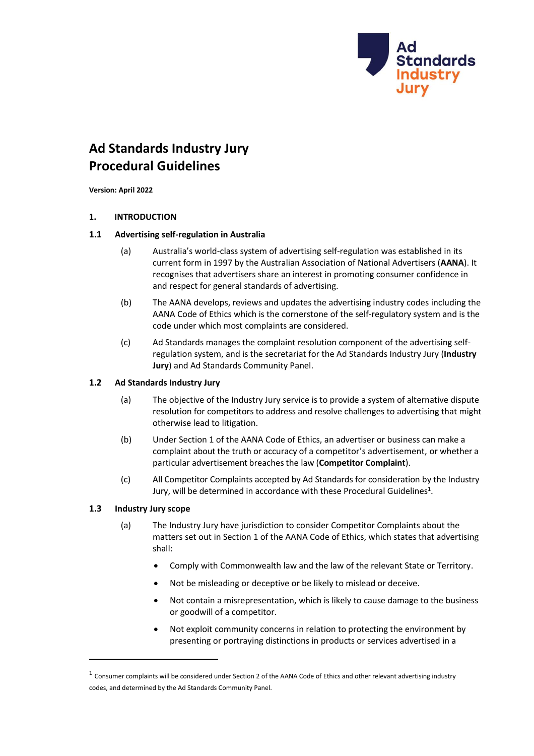# Ad Standards Industry Jury Procedural Guidelines

**Version: April 2022**

## 1. INTRODUCTION

### 1.1 Advertising self-regulation in Australia

(a) Australia's world-class system of advertising self-regulation was established in its current form in 1997 by the Australian Association of National Advertisers (**AANA**). It recognises that advertisers share an interest in promoting consumer confidence in and respect for general standards of advertising.

(b) The AANA develops, reviews and updates the advertising industry codes including the AANA Code of Ethics which is the cornerstone of the self-regulatory system and is the code under which most complaints are considered.

(c) Ad Standards manages the complaint resolution component of the advertising self-regulation system, and is the secretariat for the Ad Standards Industry Jury (**Industry Jury**) and Ad Standards Community Panel.

### 1.2 Ad Standards Industry Jury

(a) The objective of the Industry Jury service is to provide a system of alternative dispute resolution for competitors to address and resolve challenges to advertising that might otherwise lead to litigation.

(b) Under Section 1 of the AANA Code of Ethics, an advertiser or business can make a complaint about the truth or accuracy of a competitor's advertisement, or whether a particular advertisement breaches the law (**Competitor Complaint**).

(c) All Competitor Complaints accepted by Ad Standards for consideration by the Industry Jury, will be determined in accordance with these Procedural Guidelines[1].

### 1.3 Industry Jury scope

(a) The Industry Jury have jurisdiction to consider Competitor Complaints about the matters set out in Section 1 of the AANA Code of Ethics, which states that advertising shall:

- Comply with Commonwealth law and the law of the relevant State or Territory.
- Not be misleading or deceptive or be likely to mislead or deceive.
- Not contain a misrepresentation, which is likely to cause damage to the business or goodwill of a competitor.
- Not exploit community concerns in relation to protecting the environment by presenting or portraying distinctions in products or services advertised in a

---

[1] Consumer complaints will be considered under Section 2 of the AANA Code of Ethics and other relevant advertising industry codes, and determined by the Ad Standards Community Panel.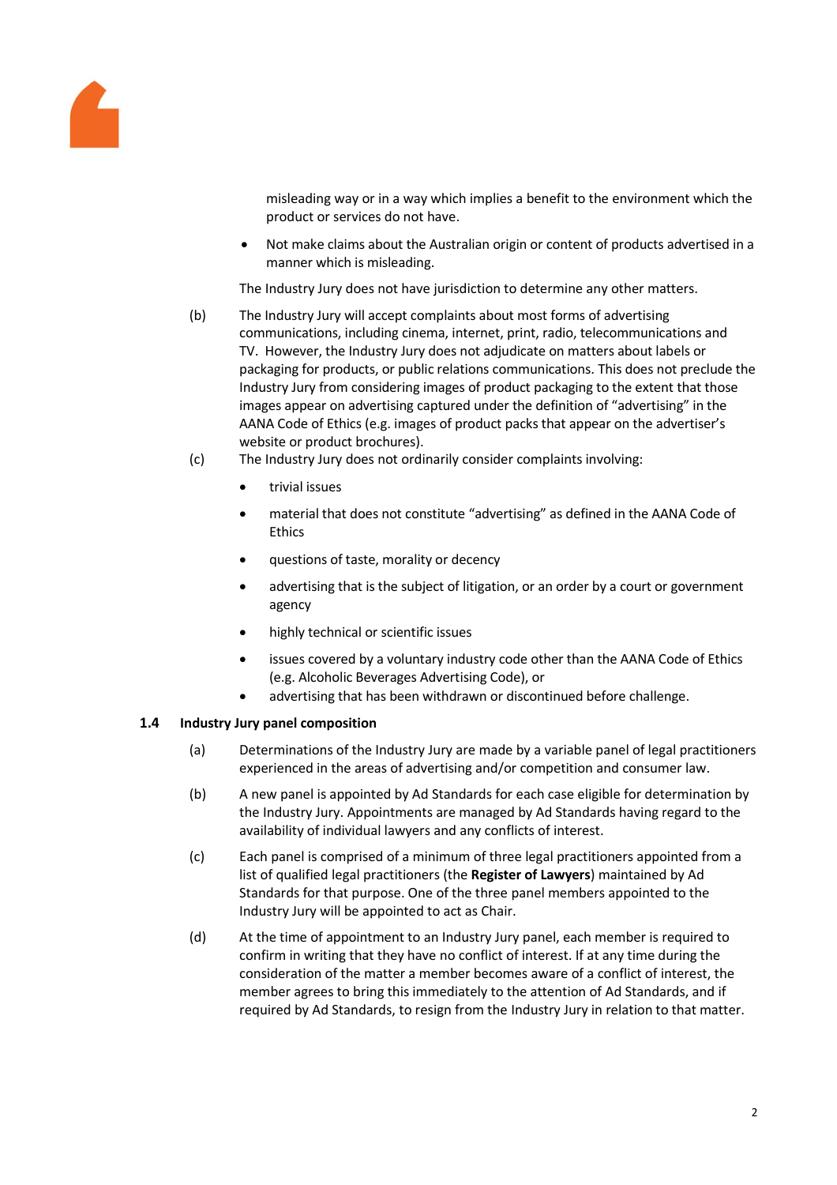misleading way or in a way which implies a benefit to the environment which the product or services do not have.

- Not make claims about the Australian origin or content of products advertised in a manner which is misleading.

The Industry Jury does not have jurisdiction to determine any other matters.

(b) The Industry Jury will accept complaints about most forms of advertising communications, including cinema, internet, print, radio, telecommunications and TV. However, the Industry Jury does not adjudicate on matters about labels or packaging for products, or public relations communications. This does not preclude the Industry Jury from considering images of product packaging to the extent that those images appear on advertising captured under the definition of "advertising" in the AANA Code of Ethics (e.g. images of product packs that appear on the advertiser's website or product brochures).

(c) The Industry Jury does not ordinarily consider complaints involving:

- trivial issues
- material that does not constitute "advertising" as defined in the AANA Code of Ethics
- questions of taste, morality or decency
- advertising that is the subject of litigation, or an order by a court or government agency
- highly technical or scientific issues
- issues covered by a voluntary industry code other than the AANA Code of Ethics (e.g. Alcoholic Beverages Advertising Code), or
- advertising that has been withdrawn or discontinued before challenge.

### 1.4 Industry Jury panel composition

(a) Determinations of the Industry Jury are made by a variable panel of legal practitioners experienced in the areas of advertising and/or competition and consumer law.

(b) A new panel is appointed by Ad Standards for each case eligible for determination by the Industry Jury. Appointments are managed by Ad Standards having regard to the availability of individual lawyers and any conflicts of interest.

(c) Each panel is comprised of a minimum of three legal practitioners appointed from a list of qualified legal practitioners (the **Register of Lawyers**) maintained by Ad Standards for that purpose. One of the three panel members appointed to the Industry Jury will be appointed to act as Chair.

(d) At the time of appointment to an Industry Jury panel, each member is required to confirm in writing that they have no conflict of interest. If at any time during the consideration of the matter a member becomes aware of a conflict of interest, the member agrees to bring this immediately to the attention of Ad Standards, and if required by Ad Standards, to resign from the Industry Jury in relation to that matter.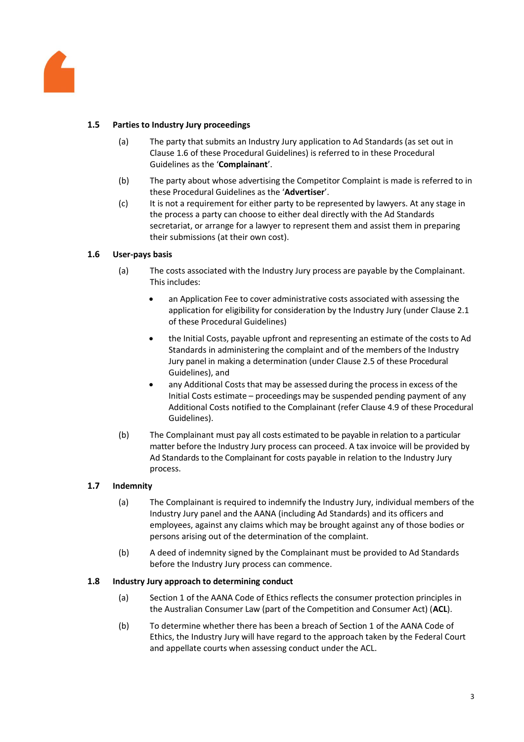### 1.5 Parties to Industry Jury proceedings

(a) The party that submits an Industry Jury application to Ad Standards (as set out in Clause 1.6 of these Procedural Guidelines) is referred to in these Procedural Guidelines as the '**Complainant**'.

(b) The party about whose advertising the Competitor Complaint is made is referred to in these Procedural Guidelines as the '**Advertiser**'.

(c) It is not a requirement for either party to be represented by lawyers. At any stage in the process a party can choose to either deal directly with the Ad Standards secretariat, or arrange for a lawyer to represent them and assist them in preparing their submissions (at their own cost).

### 1.6 User-pays basis

(a) The costs associated with the Industry Jury process are payable by the Complainant. This includes:

- an Application Fee to cover administrative costs associated with assessing the application for eligibility for consideration by the Industry Jury (under Clause 2.1 of these Procedural Guidelines)
- the Initial Costs, payable upfront and representing an estimate of the costs to Ad Standards in administering the complaint and of the members of the Industry Jury panel in making a determination (under Clause 2.5 of these Procedural Guidelines), and
- any Additional Costs that may be assessed during the process in excess of the Initial Costs estimate – proceedings may be suspended pending payment of any Additional Costs notified to the Complainant (refer Clause 4.9 of these Procedural Guidelines).

(b) The Complainant must pay all costs estimated to be payable in relation to a particular matter before the Industry Jury process can proceed. A tax invoice will be provided by Ad Standards to the Complainant for costs payable in relation to the Industry Jury process.

### 1.7 Indemnity

(a) The Complainant is required to indemnify the Industry Jury, individual members of the Industry Jury panel and the AANA (including Ad Standards) and its officers and employees, against any claims which may be brought against any of those bodies or persons arising out of the determination of the complaint.

(b) A deed of indemnity signed by the Complainant must be provided to Ad Standards before the Industry Jury process can commence.

### 1.8 Industry Jury approach to determining conduct

(a) Section 1 of the AANA Code of Ethics reflects the consumer protection principles in the Australian Consumer Law (part of the Competition and Consumer Act) (**ACL**).

(b) To determine whether there has been a breach of Section 1 of the AANA Code of Ethics, the Industry Jury will have regard to the approach taken by the Federal Court and appellate courts when assessing conduct under the ACL.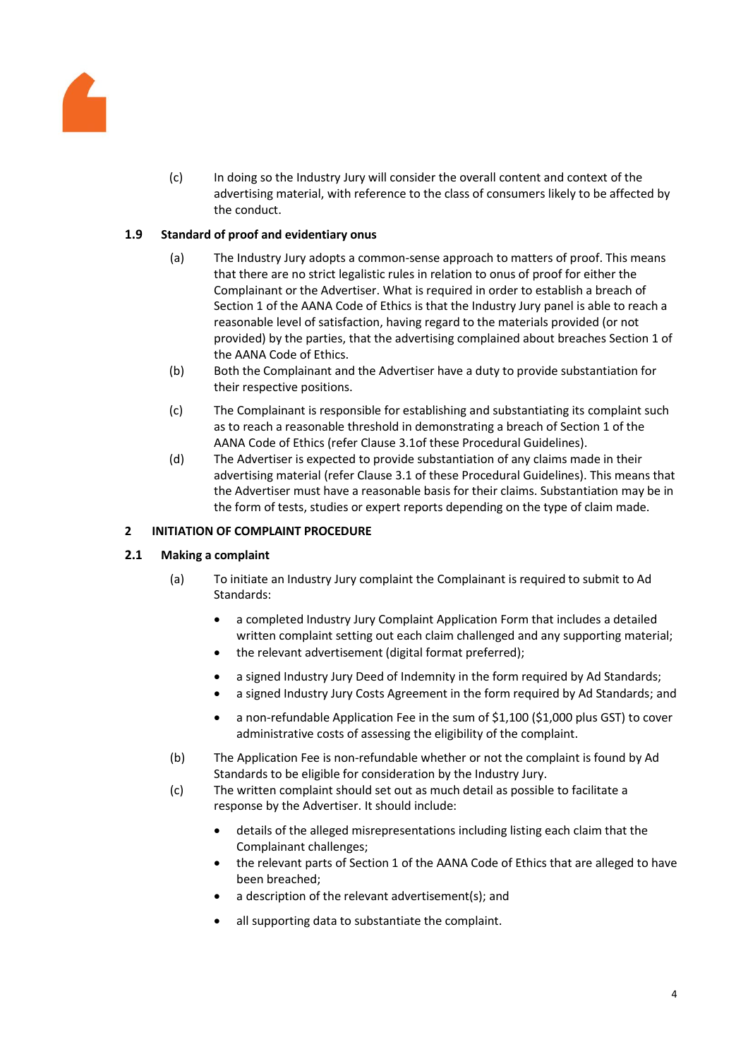(c) In doing so the Industry Jury will consider the overall content and context of the advertising material, with reference to the class of consumers likely to be affected by the conduct.

### 1.9 Standard of proof and evidentiary onus

(a) The Industry Jury adopts a common-sense approach to matters of proof. This means that there are no strict legalistic rules in relation to onus of proof for either the Complainant or the Advertiser. What is required in order to establish a breach of Section 1 of the AANA Code of Ethics is that the Industry Jury panel is able to reach a reasonable level of satisfaction, having regard to the materials provided (or not provided) by the parties, that the advertising complained about breaches Section 1 of the AANA Code of Ethics.

(b) Both the Complainant and the Advertiser have a duty to provide substantiation for their respective positions.

(c) The Complainant is responsible for establishing and substantiating its complaint such as to reach a reasonable threshold in demonstrating a breach of Section 1 of the AANA Code of Ethics (refer Clause 3.1of these Procedural Guidelines).

(d) The Advertiser is expected to provide substantiation of any claims made in their advertising material (refer Clause 3.1 of these Procedural Guidelines). This means that the Advertiser must have a reasonable basis for their claims. Substantiation may be in the form of tests, studies or expert reports depending on the type of claim made.

## 2 INITIATION OF COMPLAINT PROCEDURE

### 2.1 Making a complaint

(a) To initiate an Industry Jury complaint the Complainant is required to submit to Ad Standards:

- a completed Industry Jury Complaint Application Form that includes a detailed written complaint setting out each claim challenged and any supporting material;
- the relevant advertisement (digital format preferred);
- a signed Industry Jury Deed of Indemnity in the form required by Ad Standards;
- a signed Industry Jury Costs Agreement in the form required by Ad Standards; and
- a non-refundable Application Fee in the sum of $1,100 ($1,000 plus GST) to cover administrative costs of assessing the eligibility of the complaint.

(b) The Application Fee is non-refundable whether or not the complaint is found by Ad Standards to be eligible for consideration by the Industry Jury.

(c) The written complaint should set out as much detail as possible to facilitate a response by the Advertiser. It should include:

- details of the alleged misrepresentations including listing each claim that the Complainant challenges;
- the relevant parts of Section 1 of the AANA Code of Ethics that are alleged to have been breached;
- a description of the relevant advertisement(s); and
- all supporting data to substantiate the complaint.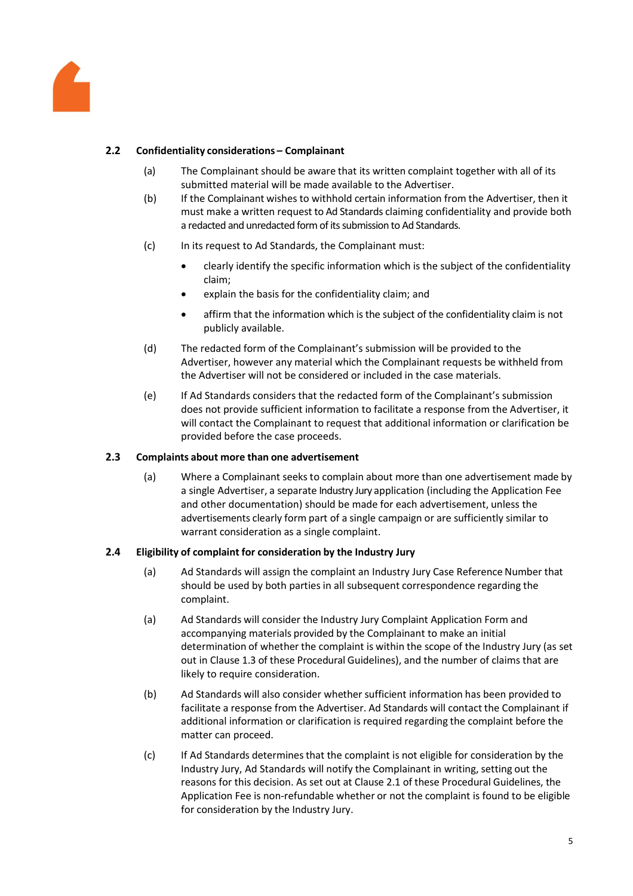### 2.2 Confidentiality considerations – Complainant

(a) The Complainant should be aware that its written complaint together with all of its submitted material will be made available to the Advertiser.

(b) If the Complainant wishes to withhold certain information from the Advertiser, then it must make a written request to Ad Standards claiming confidentiality and provide both a redacted and unredacted form of its submission to Ad Standards.

(c) In its request to Ad Standards, the Complainant must:

- clearly identify the specific information which is the subject of the confidentiality claim;
- explain the basis for the confidentiality claim; and
- affirm that the information which is the subject of the confidentiality claim is not publicly available.

(d) The redacted form of the Complainant's submission will be provided to the Advertiser, however any material which the Complainant requests be withheld from the Advertiser will not be considered or included in the case materials.

(e) If Ad Standards considers that the redacted form of the Complainant's submission does not provide sufficient information to facilitate a response from the Advertiser, it will contact the Complainant to request that additional information or clarification be provided before the case proceeds.

### 2.3 Complaints about more than one advertisement

(a) Where a Complainant seeks to complain about more than one advertisement made by a single Advertiser, a separate Industry Jury application (including the Application Fee and other documentation) should be made for each advertisement, unless the advertisements clearly form part of a single campaign or are sufficiently similar to warrant consideration as a single complaint.

### 2.4 Eligibility of complaint for consideration by the Industry Jury

(a) Ad Standards will assign the complaint an Industry Jury Case Reference Number that should be used by both parties in all subsequent correspondence regarding the complaint.

(a) Ad Standards will consider the Industry Jury Complaint Application Form and accompanying materials provided by the Complainant to make an initial determination of whether the complaint is within the scope of the Industry Jury (as set out in Clause 1.3 of these Procedural Guidelines), and the number of claims that are likely to require consideration.

(b) Ad Standards will also consider whether sufficient information has been provided to facilitate a response from the Advertiser. Ad Standards will contact the Complainant if additional information or clarification is required regarding the complaint before the matter can proceed.

(c) If Ad Standards determines that the complaint is not eligible for consideration by the Industry Jury, Ad Standards will notify the Complainant in writing, setting out the reasons for this decision. As set out at Clause 2.1 of these Procedural Guidelines, the Application Fee is non-refundable whether or not the complaint is found to be eligible for consideration by the Industry Jury.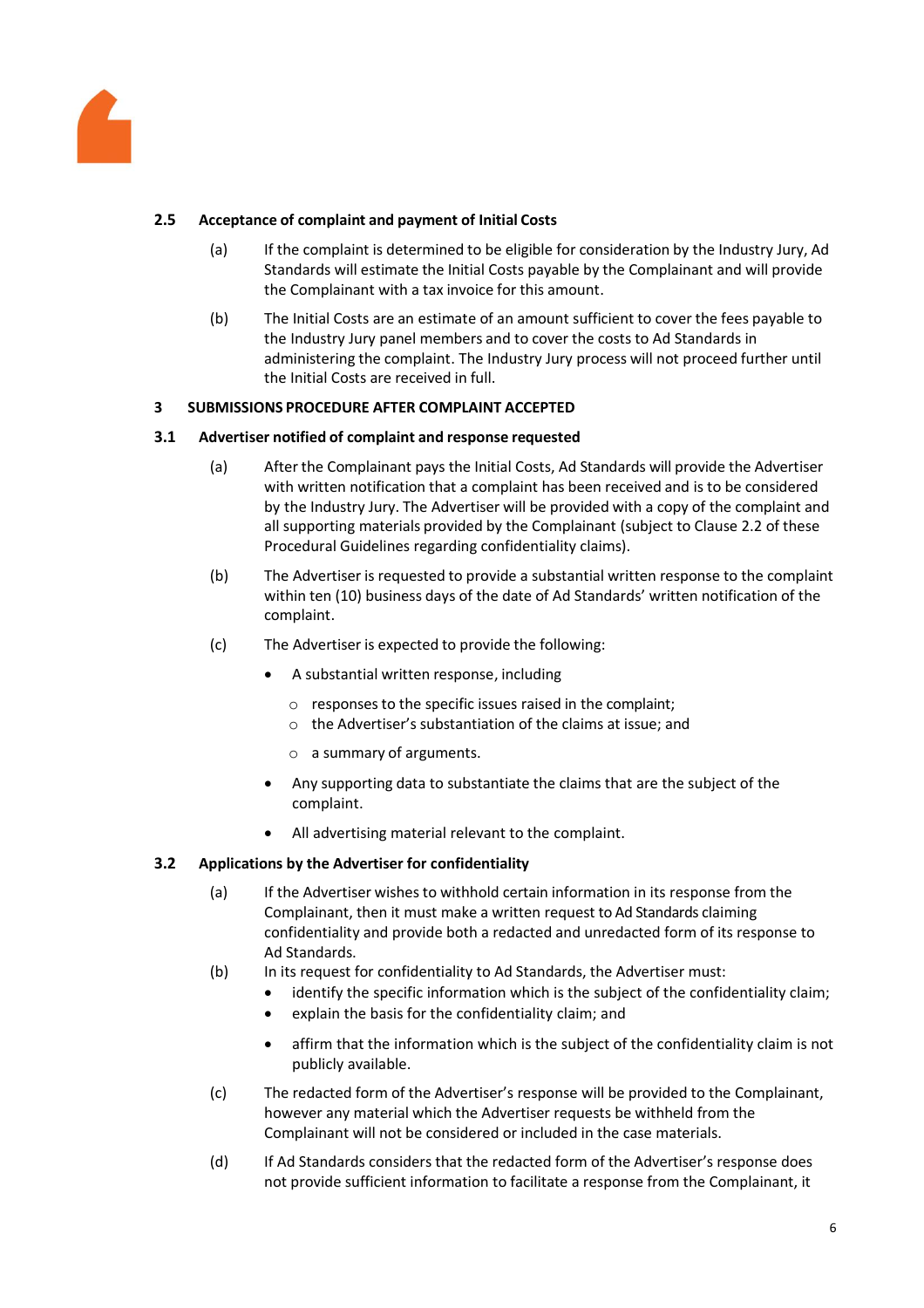### 2.5 Acceptance of complaint and payment of Initial Costs

(a) If the complaint is determined to be eligible for consideration by the Industry Jury, Ad Standards will estimate the Initial Costs payable by the Complainant and will provide the Complainant with a tax invoice for this amount.

(b) The Initial Costs are an estimate of an amount sufficient to cover the fees payable to the Industry Jury panel members and to cover the costs to Ad Standards in administering the complaint. The Industry Jury process will not proceed further until the Initial Costs are received in full.

## 3 SUBMISSIONS PROCEDURE AFTER COMPLAINT ACCEPTED

### 3.1 Advertiser notified of complaint and response requested

(a) After the Complainant pays the Initial Costs, Ad Standards will provide the Advertiser with written notification that a complaint has been received and is to be considered by the Industry Jury. The Advertiser will be provided with a copy of the complaint and all supporting materials provided by the Complainant (subject to Clause 2.2 of these Procedural Guidelines regarding confidentiality claims).

(b) The Advertiser is requested to provide a substantial written response to the complaint within ten (10) business days of the date of Ad Standards' written notification of the complaint.

(c) The Advertiser is expected to provide the following:

- A substantial written response, including
  - responses to the specific issues raised in the complaint;
  - the Advertiser's substantiation of the claims at issue; and
  - a summary of arguments.
- Any supporting data to substantiate the claims that are the subject of the complaint.
- All advertising material relevant to the complaint.

### 3.2 Applications by the Advertiser for confidentiality

(a) If the Advertiser wishes to withhold certain information in its response from the Complainant, then it must make a written request to Ad Standards claiming confidentiality and provide both a redacted and unredacted form of its response to Ad Standards.

(b) In its request for confidentiality to Ad Standards, the Advertiser must:

- identify the specific information which is the subject of the confidentiality claim;
- explain the basis for the confidentiality claim; and
- affirm that the information which is the subject of the confidentiality claim is not publicly available.

(c) The redacted form of the Advertiser's response will be provided to the Complainant, however any material which the Advertiser requests be withheld from the Complainant will not be considered or included in the case materials.

(d) If Ad Standards considers that the redacted form of the Advertiser's response does not provide sufficient information to facilitate a response from the Complainant, it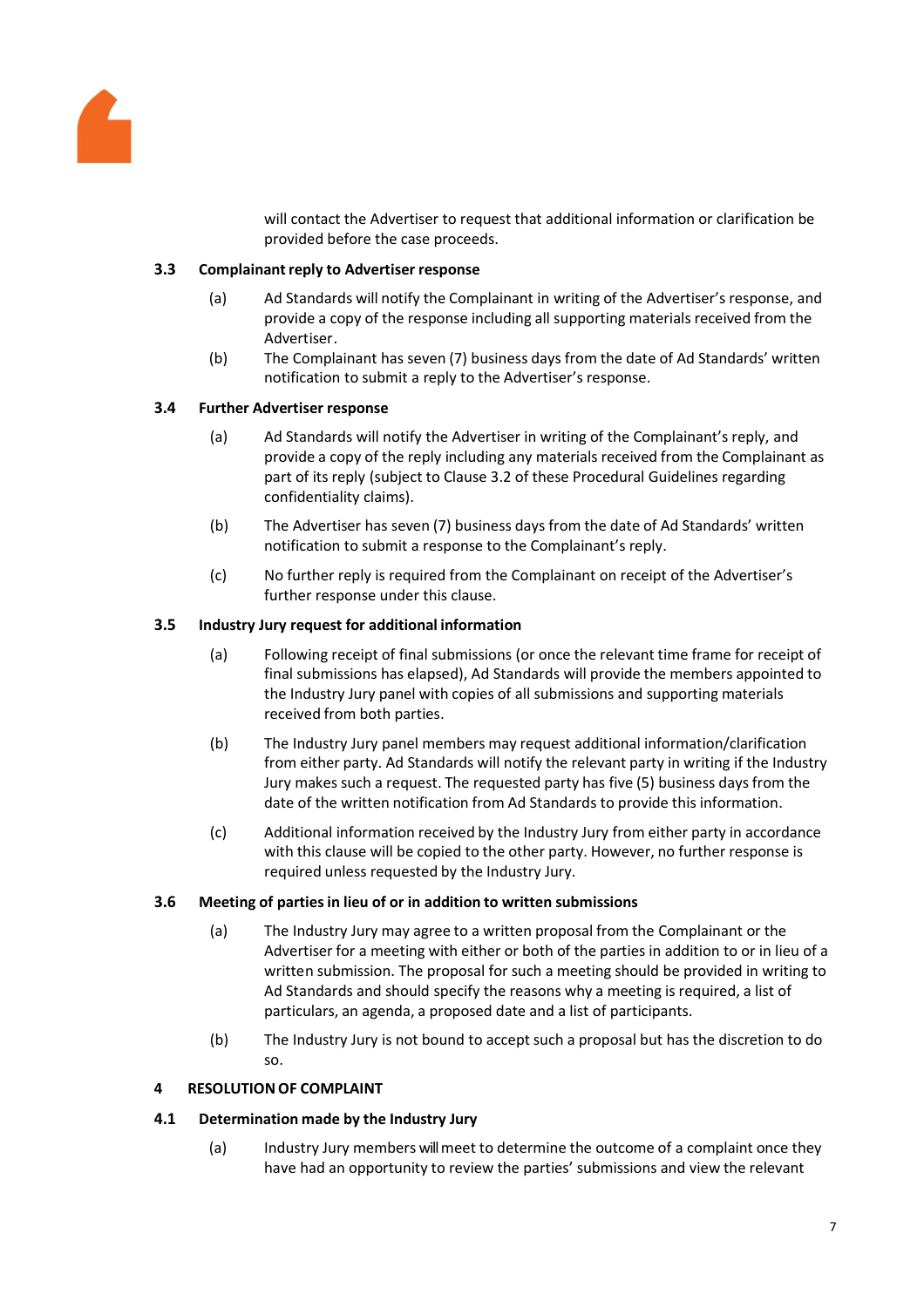will contact the Advertiser to request that additional information or clarification be provided before the case proceeds.

### 3.3 Complainant reply to Advertiser response

(a) Ad Standards will notify the Complainant in writing of the Advertiser's response, and provide a copy of the response including all supporting materials received from the Advertiser.

(b) The Complainant has seven (7) business days from the date of Ad Standards' written notification to submit a reply to the Advertiser's response.

### 3.4 Further Advertiser response

(a) Ad Standards will notify the Advertiser in writing of the Complainant's reply, and provide a copy of the reply including any materials received from the Complainant as part of its reply (subject to Clause 3.2 of these Procedural Guidelines regarding confidentiality claims).

(b) The Advertiser has seven (7) business days from the date of Ad Standards' written notification to submit a response to the Complainant's reply.

(c) No further reply is required from the Complainant on receipt of the Advertiser's further response under this clause.

### 3.5 Industry Jury request for additional information

(a) Following receipt of final submissions (or once the relevant time frame for receipt of final submissions has elapsed), Ad Standards will provide the members appointed to the Industry Jury panel with copies of all submissions and supporting materials received from both parties.

(b) The Industry Jury panel members may request additional information/clarification from either party. Ad Standards will notify the relevant party in writing if the Industry Jury makes such a request. The requested party has five (5) business days from the date of the written notification from Ad Standards to provide this information.

(c) Additional information received by the Industry Jury from either party in accordance with this clause will be copied to the other party. However, no further response is required unless requested by the Industry Jury.

### 3.6 Meeting of parties in lieu of or in addition to written submissions

(a) The Industry Jury may agree to a written proposal from the Complainant or the Advertiser for a meeting with either or both of the parties in addition to or in lieu of a written submission. The proposal for such a meeting should be provided in writing to Ad Standards and should specify the reasons why a meeting is required, a list of particulars, an agenda, a proposed date and a list of participants.

(b) The Industry Jury is not bound to accept such a proposal but has the discretion to do so.

## 4 RESOLUTION OF COMPLAINT

### 4.1 Determination made by the Industry Jury

(a) Industry Jury members will meet to determine the outcome of a complaint once they have had an opportunity to review the parties' submissions and view the relevant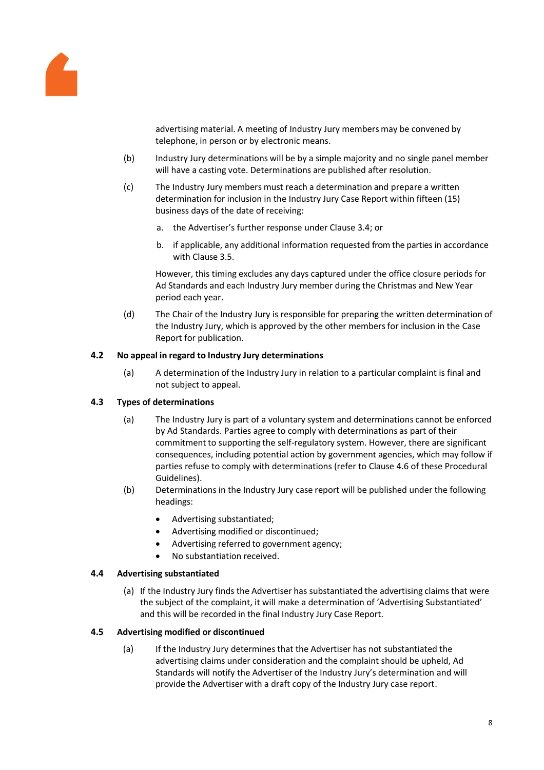advertising material. A meeting of Industry Jury members may be convened by telephone, in person or by electronic means.

(b) Industry Jury determinations will be by a simple majority and no single panel member will have a casting vote. Determinations are published after resolution.

(c) The Industry Jury members must reach a determination and prepare a written determination for inclusion in the Industry Jury Case Report within fifteen (15) business days of the date of receiving:

a. the Advertiser's further response under Clause 3.4; or

b. if applicable, any additional information requested from the parties in accordance with Clause 3.5.

However, this timing excludes any days captured under the office closure periods for Ad Standards and each Industry Jury member during the Christmas and New Year period each year.

(d) The Chair of the Industry Jury is responsible for preparing the written determination of the Industry Jury, which is approved by the other members for inclusion in the Case Report for publication.

### 4.2 No appeal in regard to Industry Jury determinations

(a) A determination of the Industry Jury in relation to a particular complaint is final and not subject to appeal.

### 4.3 Types of determinations

(a) The Industry Jury is part of a voluntary system and determinations cannot be enforced by Ad Standards. Parties agree to comply with determinations as part of their commitment to supporting the self-regulatory system. However, there are significant consequences, including potential action by government agencies, which may follow if parties refuse to comply with determinations (refer to Clause 4.6 of these Procedural Guidelines).

(b) Determinations in the Industry Jury case report will be published under the following headings:

- Advertising substantiated;
- Advertising modified or discontinued;
- Advertising referred to government agency;
- No substantiation received.

### 4.4 Advertising substantiated

(a) If the Industry Jury finds the Advertiser has substantiated the advertising claims that were the subject of the complaint, it will make a determination of 'Advertising Substantiated' and this will be recorded in the final Industry Jury Case Report.

### 4.5 Advertising modified or discontinued

(a) If the Industry Jury determines that the Advertiser has not substantiated the advertising claims under consideration and the complaint should be upheld, Ad Standards will notify the Advertiser of the Industry Jury's determination and will provide the Advertiser with a draft copy of the Industry Jury case report.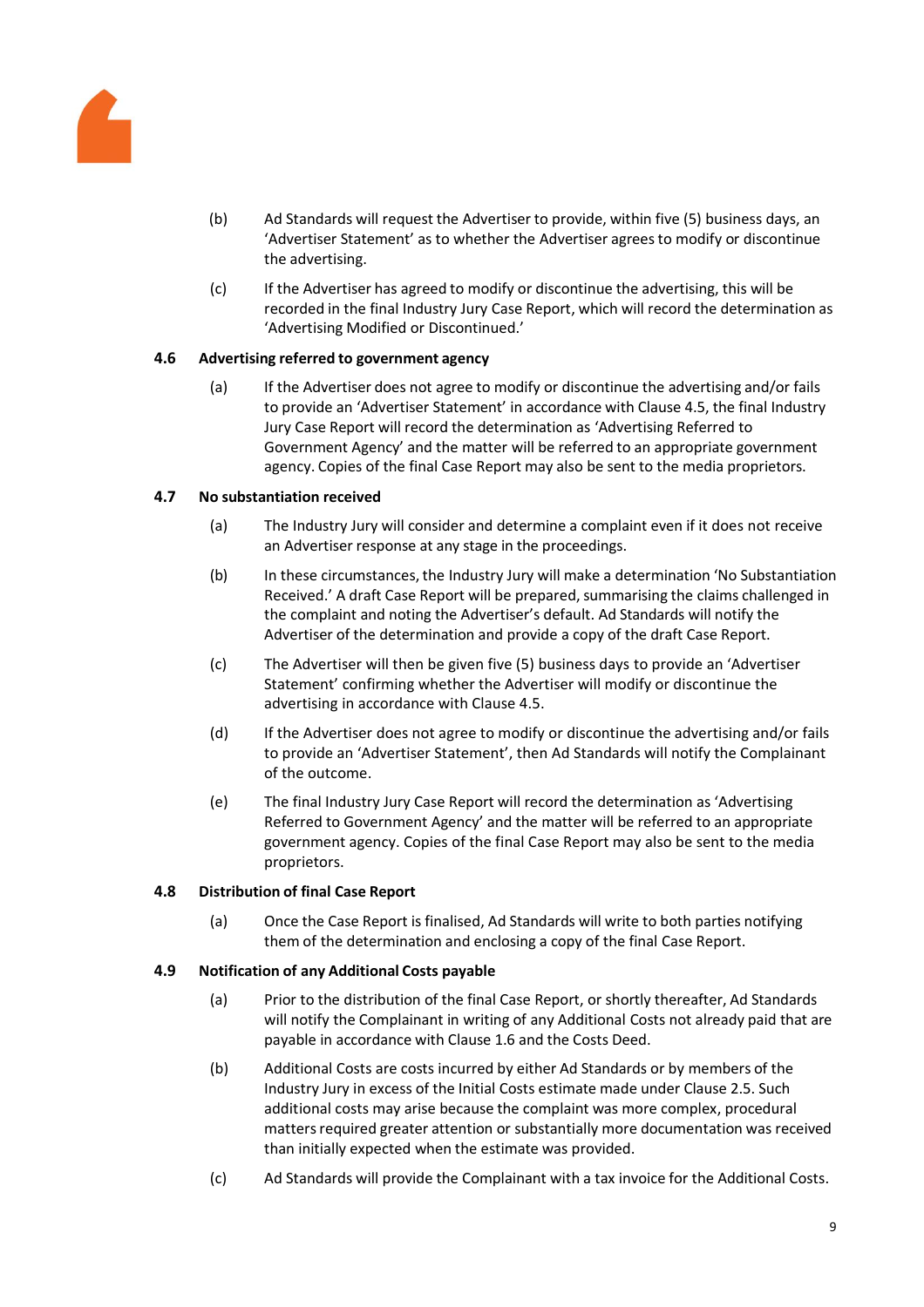(b) Ad Standards will request the Advertiser to provide, within five (5) business days, an 'Advertiser Statement' as to whether the Advertiser agrees to modify or discontinue the advertising.

(c) If the Advertiser has agreed to modify or discontinue the advertising, this will be recorded in the final Industry Jury Case Report, which will record the determination as 'Advertising Modified or Discontinued.'

### 4.6 Advertising referred to government agency

(a) If the Advertiser does not agree to modify or discontinue the advertising and/or fails to provide an 'Advertiser Statement' in accordance with Clause 4.5, the final Industry Jury Case Report will record the determination as 'Advertising Referred to Government Agency' and the matter will be referred to an appropriate government agency. Copies of the final Case Report may also be sent to the media proprietors.

### 4.7 No substantiation received

(a) The Industry Jury will consider and determine a complaint even if it does not receive an Advertiser response at any stage in the proceedings.

(b) In these circumstances, the Industry Jury will make a determination 'No Substantiation Received.' A draft Case Report will be prepared, summarising the claims challenged in the complaint and noting the Advertiser's default. Ad Standards will notify the Advertiser of the determination and provide a copy of the draft Case Report.

(c) The Advertiser will then be given five (5) business days to provide an 'Advertiser Statement' confirming whether the Advertiser will modify or discontinue the advertising in accordance with Clause 4.5.

(d) If the Advertiser does not agree to modify or discontinue the advertising and/or fails to provide an 'Advertiser Statement', then Ad Standards will notify the Complainant of the outcome.

(e) The final Industry Jury Case Report will record the determination as 'Advertising Referred to Government Agency' and the matter will be referred to an appropriate government agency. Copies of the final Case Report may also be sent to the media proprietors.

### 4.8 Distribution of final Case Report

(a) Once the Case Report is finalised, Ad Standards will write to both parties notifying them of the determination and enclosing a copy of the final Case Report.

### 4.9 Notification of any Additional Costs payable

(a) Prior to the distribution of the final Case Report, or shortly thereafter, Ad Standards will notify the Complainant in writing of any Additional Costs not already paid that are payable in accordance with Clause 1.6 and the Costs Deed.

(b) Additional Costs are costs incurred by either Ad Standards or by members of the Industry Jury in excess of the Initial Costs estimate made under Clause 2.5. Such additional costs may arise because the complaint was more complex, procedural matters required greater attention or substantially more documentation was received than initially expected when the estimate was provided.

(c) Ad Standards will provide the Complainant with a tax invoice for the Additional Costs.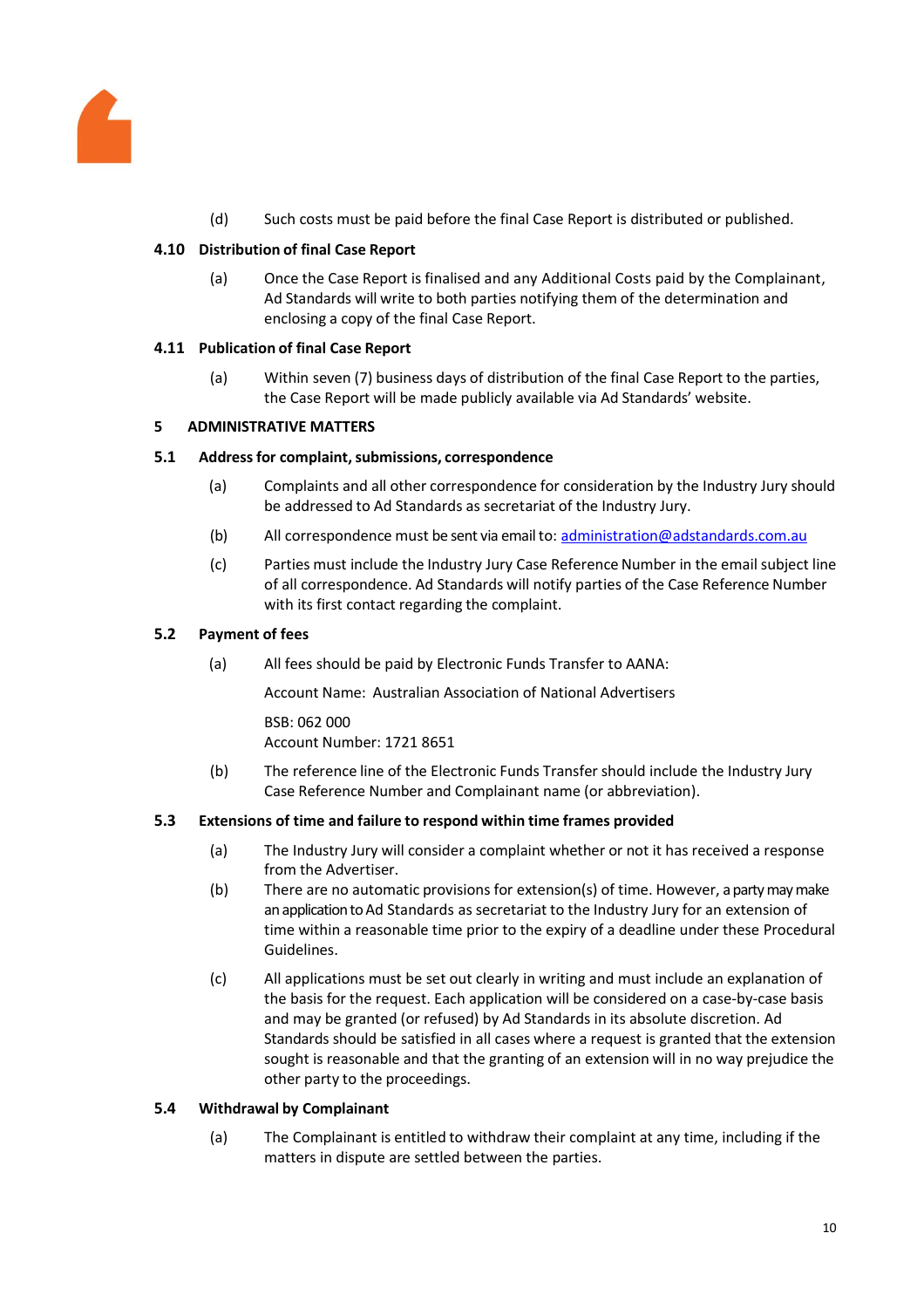(d) Such costs must be paid before the final Case Report is distributed or published.

### 4.10 Distribution of final Case Report

(a) Once the Case Report is finalised and any Additional Costs paid by the Complainant, Ad Standards will write to both parties notifying them of the determination and enclosing a copy of the final Case Report.

### 4.11 Publication of final Case Report

(a) Within seven (7) business days of distribution of the final Case Report to the parties, the Case Report will be made publicly available via Ad Standards' website.

## 5 ADMINISTRATIVE MATTERS

### 5.1 Address for complaint, submissions, correspondence

(a) Complaints and all other correspondence for consideration by the Industry Jury should be addressed to Ad Standards as secretariat of the Industry Jury.

(b) All correspondence must be sent via email to: administration@adstandards.com.au

(c) Parties must include the Industry Jury Case Reference Number in the email subject line of all correspondence. Ad Standards will notify parties of the Case Reference Number with its first contact regarding the complaint.

### 5.2 Payment of fees

(a) All fees should be paid by Electronic Funds Transfer to AANA:

Account Name: Australian Association of National Advertisers

BSB: 062 000
Account Number: 1721 8651

(b) The reference line of the Electronic Funds Transfer should include the Industry Jury Case Reference Number and Complainant name (or abbreviation).

### 5.3 Extensions of time and failure to respond within time frames provided

(a) The Industry Jury will consider a complaint whether or not it has received a response from the Advertiser.

(b) There are no automatic provisions for extension(s) of time. However, a party may make an application to Ad Standards as secretariat to the Industry Jury for an extension of time within a reasonable time prior to the expiry of a deadline under these Procedural Guidelines.

(c) All applications must be set out clearly in writing and must include an explanation of the basis for the request. Each application will be considered on a case-by-case basis and may be granted (or refused) by Ad Standards in its absolute discretion. Ad Standards should be satisfied in all cases where a request is granted that the extension sought is reasonable and that the granting of an extension will in no way prejudice the other party to the proceedings.

### 5.4 Withdrawal by Complainant

(a) The Complainant is entitled to withdraw their complaint at any time, including if the matters in dispute are settled between the parties.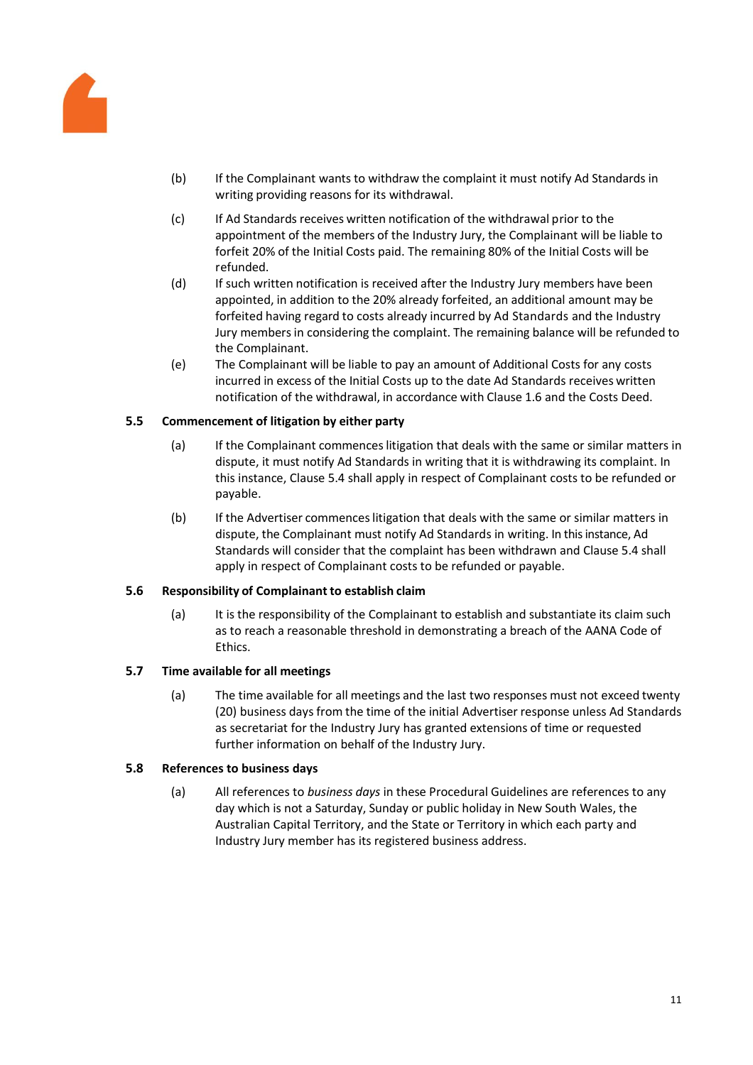(b) If the Complainant wants to withdraw the complaint it must notify Ad Standards in writing providing reasons for its withdrawal.

(c) If Ad Standards receives written notification of the withdrawal prior to the appointment of the members of the Industry Jury, the Complainant will be liable to forfeit 20% of the Initial Costs paid. The remaining 80% of the Initial Costs will be refunded.

(d) If such written notification is received after the Industry Jury members have been appointed, in addition to the 20% already forfeited, an additional amount may be forfeited having regard to costs already incurred by Ad Standards and the Industry Jury members in considering the complaint. The remaining balance will be refunded to the Complainant.

(e) The Complainant will be liable to pay an amount of Additional Costs for any costs incurred in excess of the Initial Costs up to the date Ad Standards receives written notification of the withdrawal, in accordance with Clause 1.6 and the Costs Deed.

### 5.5 Commencement of litigation by either party

(a) If the Complainant commences litigation that deals with the same or similar matters in dispute, it must notify Ad Standards in writing that it is withdrawing its complaint. In this instance, Clause 5.4 shall apply in respect of Complainant costs to be refunded or payable.

(b) If the Advertiser commences litigation that deals with the same or similar matters in dispute, the Complainant must notify Ad Standards in writing. In this instance, Ad Standards will consider that the complaint has been withdrawn and Clause 5.4 shall apply in respect of Complainant costs to be refunded or payable.

### 5.6 Responsibility of Complainant to establish claim

(a) It is the responsibility of the Complainant to establish and substantiate its claim such as to reach a reasonable threshold in demonstrating a breach of the AANA Code of Ethics.

### 5.7 Time available for all meetings

(a) The time available for all meetings and the last two responses must not exceed twenty (20) business days from the time of the initial Advertiser response unless Ad Standards as secretariat for the Industry Jury has granted extensions of time or requested further information on behalf of the Industry Jury.

### 5.8 References to business days

(a) All references to *business days* in these Procedural Guidelines are references to any day which is not a Saturday, Sunday or public holiday in New South Wales, the Australian Capital Territory, and the State or Territory in which each party and Industry Jury member has its registered business address.